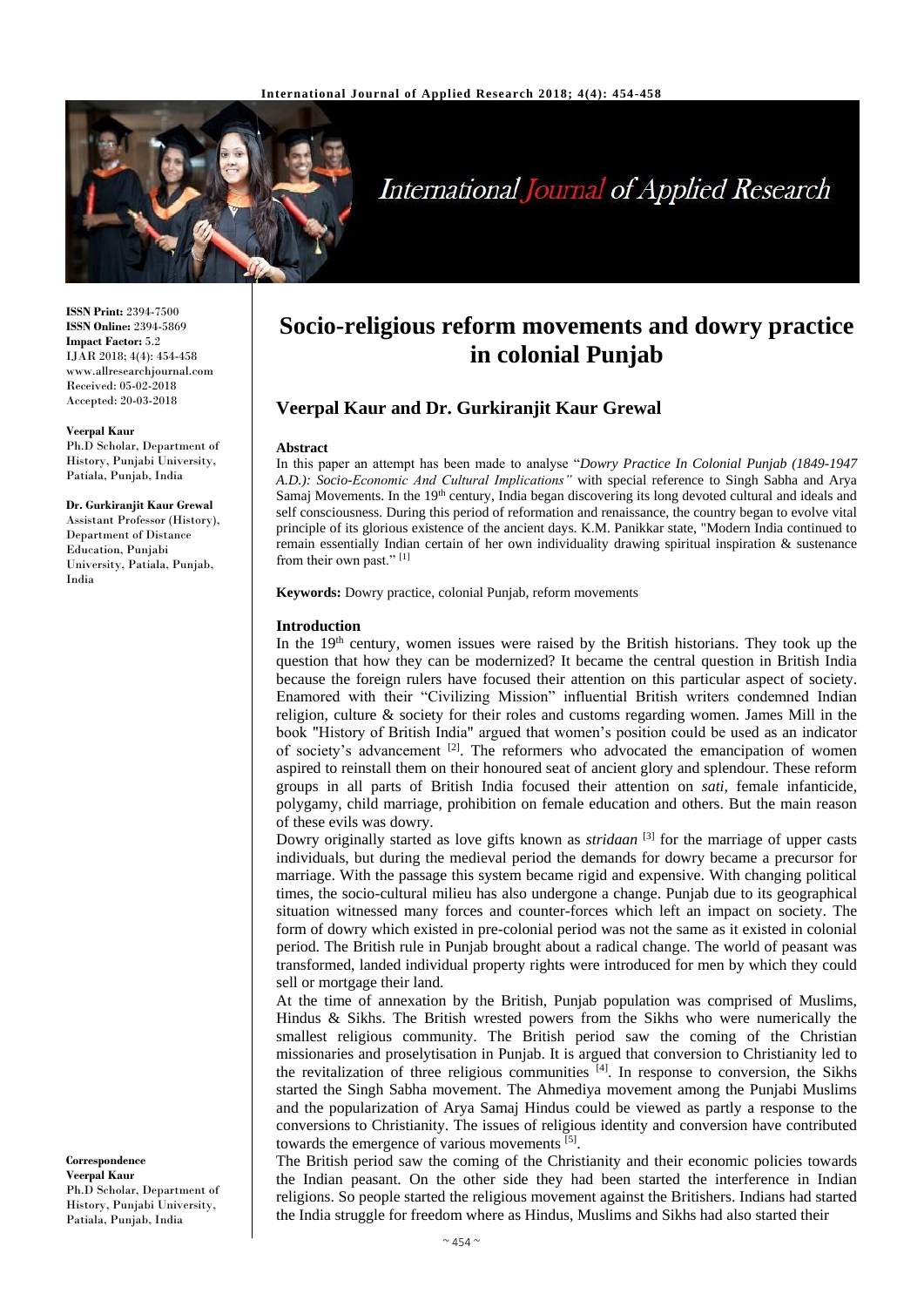**ISSN Print:** 2394-7500
**ISSN Online:** 2394-5869
**Impact Factor:** 5.2
IJAR 2018; 4(4): 454-458
www.allresearchjournal.com
Received: 05-02-2018
Accepted: 20-03-2018

**Veerpal Kaur**
Ph.D Scholar, Department of History, Punjabi University, Patiala, Punjab, India

**Dr. Gurkiranjit Kaur Grewal**
Assistant Professor (History), Department of Distance Education, Punjabi University, Patiala, Punjab, India

**Correspondence**
**Veerpal Kaur**
Ph.D Scholar, Department of History, Punjabi University, Patiala, Punjab, India

# Socio-religious reform movements and dowry practice in colonial Punjab

## Veerpal Kaur and Dr. Gurkiranjit Kaur Grewal

### Abstract

In this paper an attempt has been made to analyse "*Dowry Practice In Colonial Punjab (1849-1947 A.D.): Socio-Economic And Cultural Implications"* with special reference to Singh Sabha and Arya Samaj Movements. In the 19th century, India began discovering its long devoted cultural and ideals and self consciousness. During this period of reformation and renaissance, the country began to evolve vital principle of its glorious existence of the ancient days. K.M. Panikkar state, "Modern India continued to remain essentially Indian certain of her own individuality drawing spiritual inspiration & sustenance from their own past." [1]

**Keywords:** Dowry practice, colonial Punjab, reform movements

### Introduction

In the 19th century, women issues were raised by the British historians. They took up the question that how they can be modernized? It became the central question in British India because the foreign rulers have focused their attention on this particular aspect of society. Enamored with their "Civilizing Mission" influential British writers condemned Indian religion, culture & society for their roles and customs regarding women. James Mill in the book "History of British India" argued that women's position could be used as an indicator of society's advancement [2]. The reformers who advocated the emancipation of women aspired to reinstall them on their honoured seat of ancient glory and splendour. These reform groups in all parts of British India focused their attention on *sati,* female infanticide, polygamy, child marriage, prohibition on female education and others. But the main reason of these evils was dowry.

Dowry originally started as love gifts known as *stridaan* [3] for the marriage of upper casts individuals, but during the medieval period the demands for dowry became a precursor for marriage. With the passage this system became rigid and expensive. With changing political times, the socio-cultural milieu has also undergone a change. Punjab due to its geographical situation witnessed many forces and counter-forces which left an impact on society. The form of dowry which existed in pre-colonial period was not the same as it existed in colonial period. The British rule in Punjab brought about a radical change. The world of peasant was transformed, landed individual property rights were introduced for men by which they could sell or mortgage their land.

At the time of annexation by the British, Punjab population was comprised of Muslims, Hindus & Sikhs. The British wrested powers from the Sikhs who were numerically the smallest religious community. The British period saw the coming of the Christian missionaries and proselytisation in Punjab. It is argued that conversion to Christianity led to the revitalization of three religious communities [4]. In response to conversion, the Sikhs started the Singh Sabha movement. The Ahmediya movement among the Punjabi Muslims and the popularization of Arya Samaj Hindus could be viewed as partly a response to the conversions to Christianity. The issues of religious identity and conversion have contributed towards the emergence of various movements [5].

The British period saw the coming of the Christianity and their economic policies towards the Indian peasant. On the other side they had been started the interference in Indian religions. So people started the religious movement against the Britishers. Indians had started the India struggle for freedom where as Hindus, Muslims and Sikhs had also started their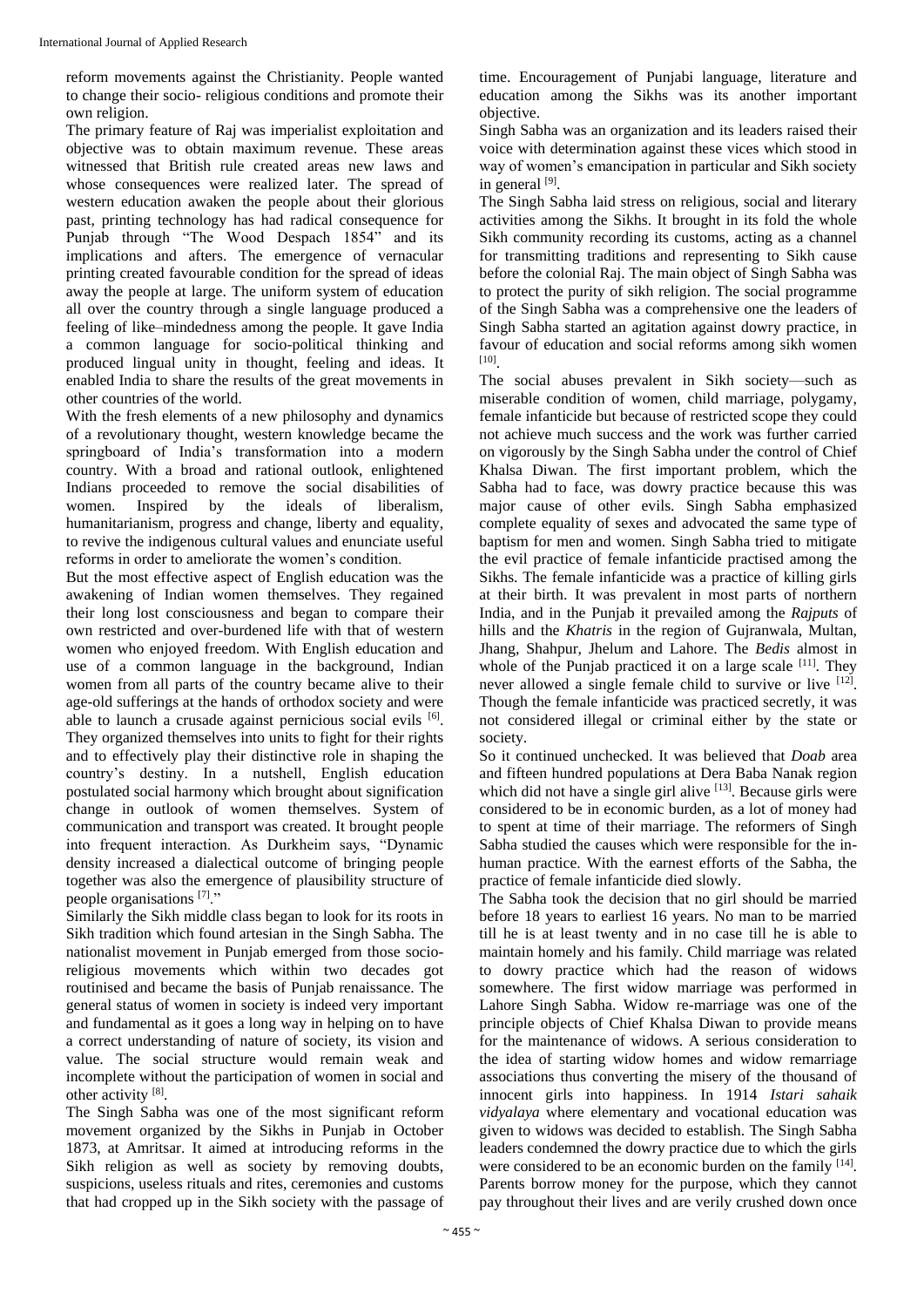reform movements against the Christianity. People wanted to change their socio- religious conditions and promote their own religion.

The primary feature of Raj was imperialist exploitation and objective was to obtain maximum revenue. These areas witnessed that British rule created areas new laws and whose consequences were realized later. The spread of western education awaken the people about their glorious past, printing technology has had radical consequence for Punjab through "The Wood Despach 1854" and its implications and afters. The emergence of vernacular printing created favourable condition for the spread of ideas away the people at large. The uniform system of education all over the country through a single language produced a feeling of like–mindedness among the people. It gave India a common language for socio-political thinking and produced lingual unity in thought, feeling and ideas. It enabled India to share the results of the great movements in other countries of the world.

With the fresh elements of a new philosophy and dynamics of a revolutionary thought, western knowledge became the springboard of India's transformation into a modern country. With a broad and rational outlook, enlightened Indians proceeded to remove the social disabilities of women. Inspired by the ideals of liberalism, humanitarianism, progress and change, liberty and equality, to revive the indigenous cultural values and enunciate useful reforms in order to ameliorate the women's condition.

But the most effective aspect of English education was the awakening of Indian women themselves. They regained their long lost consciousness and began to compare their own restricted and over-burdened life with that of western women who enjoyed freedom. With English education and use of a common language in the background, Indian women from all parts of the country became alive to their age-old sufferings at the hands of orthodox society and were able to launch a crusade against pernicious social evils [6]. They organized themselves into units to fight for their rights and to effectively play their distinctive role in shaping the country's destiny. In a nutshell, English education postulated social harmony which brought about signification change in outlook of women themselves. System of communication and transport was created. It brought people into frequent interaction. As Durkheim says, "Dynamic density increased a dialectical outcome of bringing people together was also the emergence of plausibility structure of people organisations [7]."

Similarly the Sikh middle class began to look for its roots in Sikh tradition which found artesian in the Singh Sabha. The nationalist movement in Punjab emerged from those socio-religious movements which within two decades got routinised and became the basis of Punjab renaissance. The general status of women in society is indeed very important and fundamental as it goes a long way in helping on to have a correct understanding of nature of society, its vision and value. The social structure would remain weak and incomplete without the participation of women in social and other activity [8].

The Singh Sabha was one of the most significant reform movement organized by the Sikhs in Punjab in October 1873, at Amritsar. It aimed at introducing reforms in the Sikh religion as well as society by removing doubts, suspicions, useless rituals and rites, ceremonies and customs that had cropped up in the Sikh society with the passage of time. Encouragement of Punjabi language, literature and education among the Sikhs was its another important objective.

Singh Sabha was an organization and its leaders raised their voice with determination against these vices which stood in way of women's emancipation in particular and Sikh society in general [9].

The Singh Sabha laid stress on religious, social and literary activities among the Sikhs. It brought in its fold the whole Sikh community recording its customs, acting as a channel for transmitting traditions and representing to Sikh cause before the colonial Raj. The main object of Singh Sabha was to protect the purity of sikh religion. The social programme of the Singh Sabha was a comprehensive one the leaders of Singh Sabha started an agitation against dowry practice, in favour of education and social reforms among sikh women [10].

The social abuses prevalent in Sikh society—such as miserable condition of women, child marriage, polygamy, female infanticide but because of restricted scope they could not achieve much success and the work was further carried on vigorously by the Singh Sabha under the control of Chief Khalsa Diwan. The first important problem, which the Sabha had to face, was dowry practice because this was major cause of other evils. Singh Sabha emphasized complete equality of sexes and advocated the same type of baptism for men and women. Singh Sabha tried to mitigate the evil practice of female infanticide practised among the Sikhs. The female infanticide was a practice of killing girls at their birth. It was prevalent in most parts of northern India, and in the Punjab it prevailed among the *Rajputs* of hills and the *Khatris* in the region of Gujranwala, Multan, Jhang, Shahpur, Jhelum and Lahore. The *Bedis* almost in whole of the Punjab practiced it on a large scale [11]. They never allowed a single female child to survive or live [12]. Though the female infanticide was practiced secretly, it was not considered illegal or criminal either by the state or society.

So it continued unchecked. It was believed that *Doab* area and fifteen hundred populations at Dera Baba Nanak region which did not have a single girl alive [13]. Because girls were considered to be in economic burden, as a lot of money had to spent at time of their marriage. The reformers of Singh Sabha studied the causes which were responsible for the in-human practice. With the earnest efforts of the Sabha, the practice of female infanticide died slowly.

The Sabha took the decision that no girl should be married before 18 years to earliest 16 years. No man to be married till he is at least twenty and in no case till he is able to maintain homely and his family. Child marriage was related to dowry practice which had the reason of widows somewhere. The first widow marriage was performed in Lahore Singh Sabha. Widow re-marriage was one of the principle objects of Chief Khalsa Diwan to provide means for the maintenance of widows. A serious consideration to the idea of starting widow homes and widow remarriage associations thus converting the misery of the thousand of innocent girls into happiness. In 1914 *Istari sahaik vidyalaya* where elementary and vocational education was given to widows was decided to establish. The Singh Sabha leaders condemned the dowry practice due to which the girls were considered to be an economic burden on the family [14]. Parents borrow money for the purpose, which they cannot pay throughout their lives and are verily crushed down once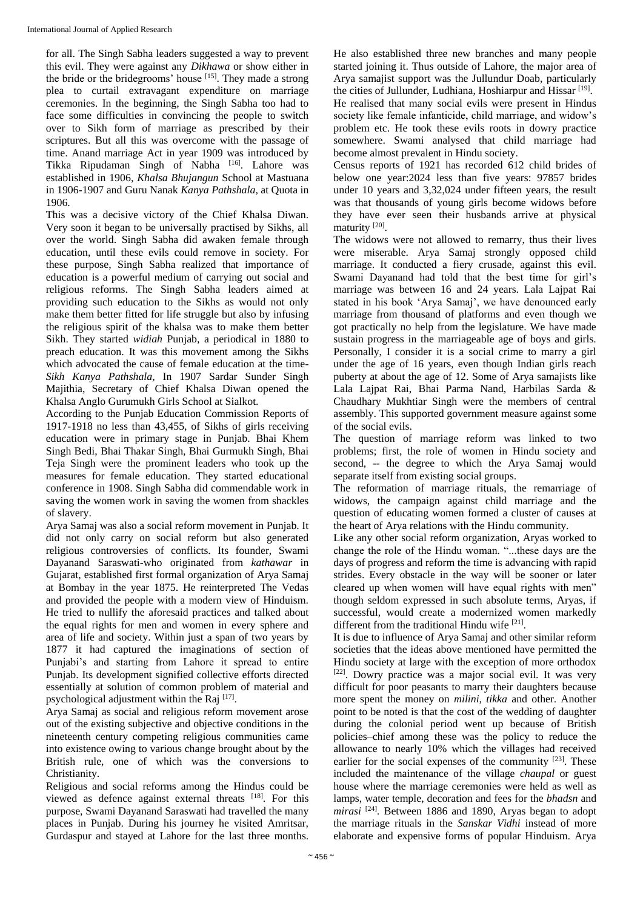for all. The Singh Sabha leaders suggested a way to prevent this evil. They were against any *Dikhawa* or show either in the bride or the bridegrooms' house [15]. They made a strong plea to curtail extravagant expenditure on marriage ceremonies. In the beginning, the Singh Sabha too had to face some difficulties in convincing the people to switch over to Sikh form of marriage as prescribed by their scriptures. But all this was overcome with the passage of time. Anand marriage Act in year 1909 was introduced by Tikka Ripudaman Singh of Nabha [16]. Lahore was established in 1906, *Khalsa Bhujangun* School at Mastuana in 1906-1907 and Guru Nanak *Kanya Pathshala*, at Quota in 1906.

This was a decisive victory of the Chief Khalsa Diwan. Very soon it began to be universally practised by Sikhs, all over the world. Singh Sabha did awaken female through education, until these evils could remove in society. For these purpose, Singh Sabha realized that importance of education is a powerful medium of carrying out social and religious reforms. The Singh Sabha leaders aimed at providing such education to the Sikhs as would not only make them better fitted for life struggle but also by infusing the religious spirit of the khalsa was to make them better Sikh. They started *widiah* Punjab, a periodical in 1880 to preach education. It was this movement among the Sikhs which advocated the cause of female education at the time-*Sikh Kanya Pathshala*, In 1907 Sardar Sunder Singh Majithia, Secretary of Chief Khalsa Diwan opened the Khalsa Anglo Gurumukh Girls School at Sialkot.

According to the Punjab Education Commission Reports of 1917-1918 no less than 43,455, of Sikhs of girls receiving education were in primary stage in Punjab. Bhai Khem Singh Bedi, Bhai Thakar Singh, Bhai Gurmukh Singh, Bhai Teja Singh were the prominent leaders who took up the measures for female education. They started educational conference in 1908. Singh Sabha did commendable work in saving the women work in saving the women from shackles of slavery.

Arya Samaj was also a social reform movement in Punjab. It did not only carry on social reform but also generated religious controversies of conflicts. Its founder, Swami Dayanand Saraswati-who originated from *kathawar* in Gujarat, established first formal organization of Arya Samaj at Bombay in the year 1875. He reinterpreted The Vedas and provided the people with a modern view of Hinduism. He tried to nullify the aforesaid practices and talked about the equal rights for men and women in every sphere and area of life and society. Within just a span of two years by 1877 it had captured the imaginations of section of Punjabi's and starting from Lahore it spread to entire Punjab. Its development signified collective efforts directed essentially at solution of common problem of material and psychological adjustment within the Raj [17].

Arya Samaj as social and religious reform movement arose out of the existing subjective and objective conditions in the nineteenth century competing religious communities came into existence owing to various change brought about by the British rule, one of which was the conversions to Christianity.

Religious and social reforms among the Hindus could be viewed as defence against external threats [18]. For this purpose, Swami Dayanand Saraswati had travelled the many places in Punjab. During his journey he visited Amritsar, Gurdaspur and stayed at Lahore for the last three months. He also established three new branches and many people started joining it. Thus outside of Lahore, the major area of Arya samajist support was the Jullundur Doab, particularly the cities of Jullunder, Ludhiana, Hoshiarpur and Hissar [19].

He realised that many social evils were present in Hindus society like female infanticide, child marriage, and widow's problem etc. He took these evils roots in dowry practice somewhere. Swami analysed that child marriage had become almost prevalent in Hindu society.

Census reports of 1921 has recorded 612 child brides of below one year:2024 less than five years: 97857 brides under 10 years and 3,32,024 under fifteen years, the result was that thousands of young girls become widows before they have ever seen their husbands arrive at physical maturity [20].

The widows were not allowed to remarry, thus their lives were miserable. Arya Samaj strongly opposed child marriage. It conducted a fiery crusade, against this evil. Swami Dayanand had told that the best time for girl's marriage was between 16 and 24 years. Lala Lajpat Rai stated in his book 'Arya Samaj', we have denounced early marriage from thousand of platforms and even though we got practically no help from the legislature. We have made sustain progress in the marriageable age of boys and girls. Personally, I consider it is a social crime to marry a girl under the age of 16 years, even though Indian girls reach puberty at about the age of 12. Some of Arya samajists like Lala Lajpat Rai, Bhai Parma Nand, Harbilas Sarda & Chaudhary Mukhtiar Singh were the members of central assembly. This supported government measure against some of the social evils.

The question of marriage reform was linked to two problems; first, the role of women in Hindu society and second, -- the degree to which the Arya Samaj would separate itself from existing social groups.

The reformation of marriage rituals, the remarriage of widows, the campaign against child marriage and the question of educating women formed a cluster of causes at the heart of Arya relations with the Hindu community.

Like any other social reform organization, Aryas worked to change the role of the Hindu woman. "...these days are the days of progress and reform the time is advancing with rapid strides. Every obstacle in the way will be sooner or later cleared up when women will have equal rights with men" though seldom expressed in such absolute terms, Aryas, if successful, would create a modernized women markedly different from the traditional Hindu wife [21].

It is due to influence of Arya Samaj and other similar reform societies that the ideas above mentioned have permitted the Hindu society at large with the exception of more orthodox [22]. Dowry practice was a major social evil. It was very difficult for poor peasants to marry their daughters because more spent the money on *milini, tikka* and other. Another point to be noted is that the cost of the wedding of daughter during the colonial period went up because of British policies–chief among these was the policy to reduce the allowance to nearly 10% which the villages had received earlier for the social expenses of the community [23]. These included the maintenance of the village *chaupal* or guest house where the marriage ceremonies were held as well as lamps, water temple, decoration and fees for the *bhadsn* and *mirasi* [24]. Between 1886 and 1890, Aryas began to adopt the marriage rituals in the *Sanskar Vidhi* instead of more elaborate and expensive forms of popular Hinduism. Arya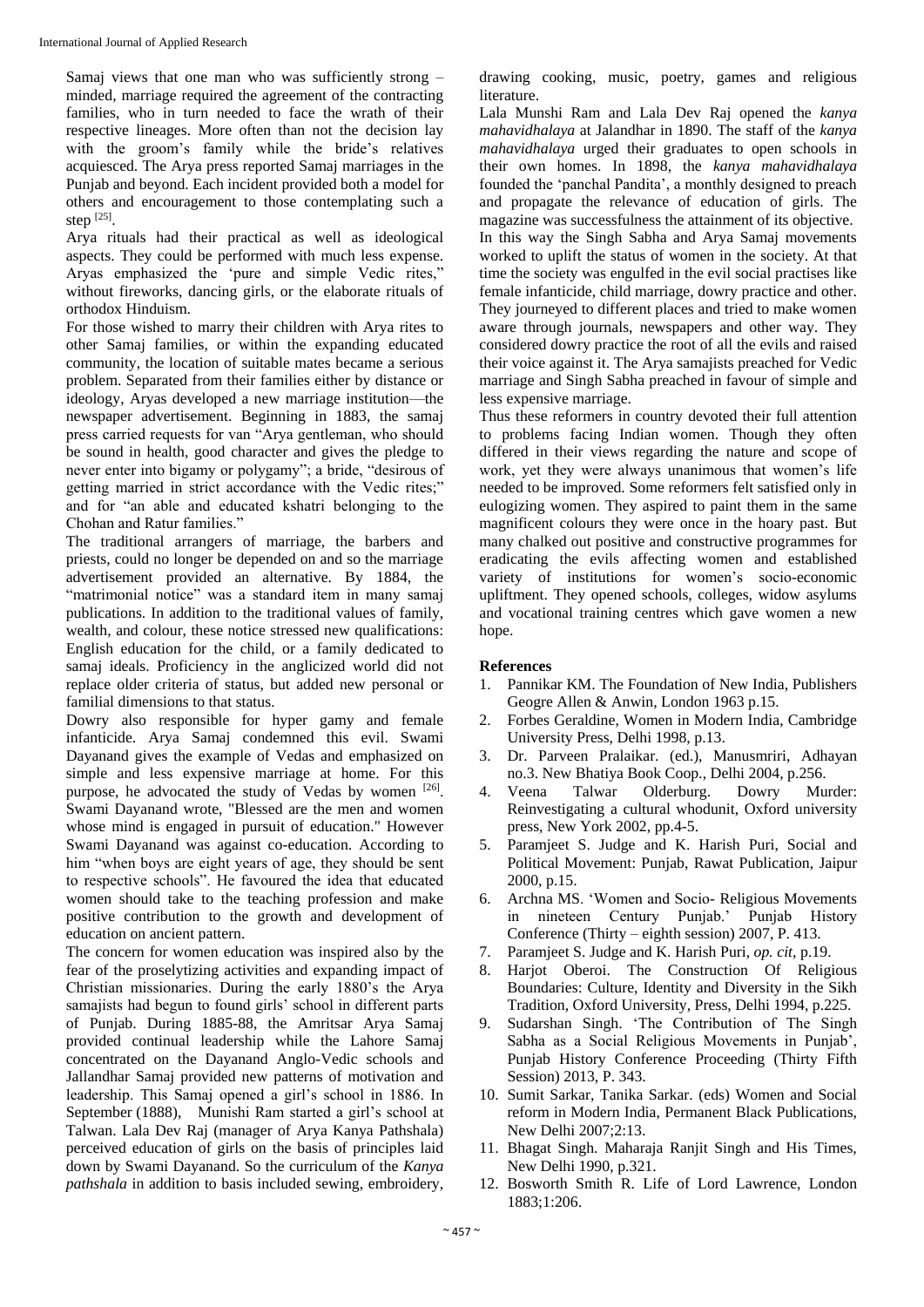Samaj views that one man who was sufficiently strong – minded, marriage required the agreement of the contracting families, who in turn needed to face the wrath of their respective lineages. More often than not the decision lay with the groom's family while the bride's relatives acquiesced. The Arya press reported Samaj marriages in the Punjab and beyond. Each incident provided both a model for others and encouragement to those contemplating such a step [25].

Arya rituals had their practical as well as ideological aspects. They could be performed with much less expense. Aryas emphasized the 'pure and simple Vedic rites," without fireworks, dancing girls, or the elaborate rituals of orthodox Hinduism.

For those wished to marry their children with Arya rites to other Samaj families, or within the expanding educated community, the location of suitable mates became a serious problem. Separated from their families either by distance or ideology, Aryas developed a new marriage institution—the newspaper advertisement. Beginning in 1883, the samaj press carried requests for van "Arya gentleman, who should be sound in health, good character and gives the pledge to never enter into bigamy or polygamy"; a bride, "desirous of getting married in strict accordance with the Vedic rites;" and for "an able and educated kshatri belonging to the Chohan and Ratur families."

The traditional arrangers of marriage, the barbers and priests, could no longer be depended on and so the marriage advertisement provided an alternative. By 1884, the "matrimonial notice" was a standard item in many samaj publications. In addition to the traditional values of family, wealth, and colour, these notice stressed new qualifications: English education for the child, or a family dedicated to samaj ideals. Proficiency in the anglicized world did not replace older criteria of status, but added new personal or familial dimensions to that status.

Dowry also responsible for hyper gamy and female infanticide. Arya Samaj condemned this evil. Swami Dayanand gives the example of Vedas and emphasized on simple and less expensive marriage at home. For this purpose, he advocated the study of Vedas by women [26]. Swami Dayanand wrote, "Blessed are the men and women whose mind is engaged in pursuit of education." However Swami Dayanand was against co-education. According to him "when boys are eight years of age, they should be sent to respective schools". He favoured the idea that educated women should take to the teaching profession and make positive contribution to the growth and development of education on ancient pattern.

The concern for women education was inspired also by the fear of the proselytizing activities and expanding impact of Christian missionaries. During the early 1880's the Arya samajists had begun to found girls' school in different parts of Punjab. During 1885-88, the Amritsar Arya Samaj provided continual leadership while the Lahore Samaj concentrated on the Dayanand Anglo-Vedic schools and Jallandhar Samaj provided new patterns of motivation and leadership. This Samaj opened a girl's school in 1886. In September (1888), Munishi Ram started a girl's school at Talwan. Lala Dev Raj (manager of Arya Kanya Pathshala) perceived education of girls on the basis of principles laid down by Swami Dayanand. So the curriculum of the *Kanya pathshala* in addition to basis included sewing, embroidery, drawing cooking, music, poetry, games and religious literature.

Lala Munshi Ram and Lala Dev Raj opened the *kanya mahavidhalaya* at Jalandhar in 1890. The staff of the *kanya mahavidhalaya* urged their graduates to open schools in their own homes. In 1898, the *kanya mahavidhalaya* founded the 'panchal Pandita', a monthly designed to preach and propagate the relevance of education of girls. The magazine was successfulness the attainment of its objective.

In this way the Singh Sabha and Arya Samaj movements worked to uplift the status of women in the society. At that time the society was engulfed in the evil social practises like female infanticide, child marriage, dowry practice and other. They journeyed to different places and tried to make women aware through journals, newspapers and other way. They considered dowry practice the root of all the evils and raised their voice against it. The Arya samajists preached for Vedic marriage and Singh Sabha preached in favour of simple and less expensive marriage.

Thus these reformers in country devoted their full attention to problems facing Indian women. Though they often differed in their views regarding the nature and scope of work, yet they were always unanimous that women's life needed to be improved. Some reformers felt satisfied only in eulogizing women. They aspired to paint them in the same magnificent colours they were once in the hoary past. But many chalked out positive and constructive programmes for eradicating the evils affecting women and established variety of institutions for women's socio-economic upliftment. They opened schools, colleges, widow asylums and vocational training centres which gave women a new hope.

## References

1. Pannikar KM. The Foundation of New India, Publishers Geogre Allen & Anwin, London 1963 p.15.
2. Forbes Geraldine, Women in Modern India, Cambridge University Press, Delhi 1998, p.13.
3. Dr. Parveen Pralaikar. (ed.), Manusmriri, Adhayan no.3. New Bhatiya Book Coop., Delhi 2004, p.256.
4. Veena Talwar Olderburg. Dowry Murder: Reinvestigating a cultural whodunit, Oxford university press, New York 2002, pp.4-5.
5. Paramjeet S. Judge and K. Harish Puri, Social and Political Movement: Punjab, Rawat Publication, Jaipur 2000, p.15.
6. Archna MS. 'Women and Socio- Religious Movements in nineteen Century Punjab.' Punjab History Conference (Thirty – eighth session) 2007, P. 413.
7. Paramjeet S. Judge and K. Harish Puri, *op. cit*, p.19.
8. Harjot Oberoi. The Construction Of Religious Boundaries: Culture, Identity and Diversity in the Sikh Tradition, Oxford University, Press, Delhi 1994, p.225.
9. Sudarshan Singh. 'The Contribution of The Singh Sabha as a Social Religious Movements in Punjab', Punjab History Conference Proceeding (Thirty Fifth Session) 2013, P. 343.
10. Sumit Sarkar, Tanika Sarkar. (eds) Women and Social reform in Modern India, Permanent Black Publications, New Delhi 2007;2:13.
11. Bhagat Singh. Maharaja Ranjit Singh and His Times, New Delhi 1990, p.321.
12. Bosworth Smith R. Life of Lord Lawrence, London 1883;1:206.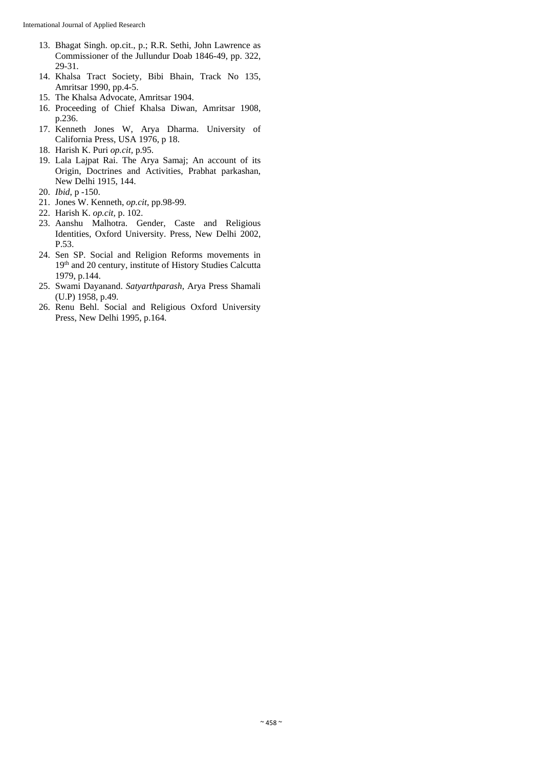13. Bhagat Singh. op.cit., p.; R.R. Sethi, John Lawrence as Commissioner of the Jullundur Doab 1846-49, pp. 322, 29-31.
14. Khalsa Tract Society, Bibi Bhain, Track No 135, Amritsar 1990, pp.4-5.
15. The Khalsa Advocate, Amritsar 1904.
16. Proceeding of Chief Khalsa Diwan, Amritsar 1908, p.236.
17. Kenneth Jones W, Arya Dharma. University of California Press, USA 1976, p 18.
18. Harish K. Puri *op.cit*, p.95.
19. Lala Lajpat Rai. The Arya Samaj; An account of its Origin, Doctrines and Activities, Prabhat parkashan, New Delhi 1915, 144.
20. *Ibid*, p -150.
21. Jones W. Kenneth, *op.cit*, pp.98-99.
22. Harish K. *op.cit*, p. 102.
23. Aanshu Malhotra. Gender, Caste and Religious Identities, Oxford University. Press, New Delhi 2002, P.53.
24. Sen SP. Social and Religion Reforms movements in 19th and 20 century, institute of History Studies Calcutta 1979, p.144.
25. Swami Dayanand. *Satyarthparash*, Arya Press Shamali (U.P) 1958, p.49.
26. Renu Behl. Social and Religious Oxford University Press, New Delhi 1995, p.164.